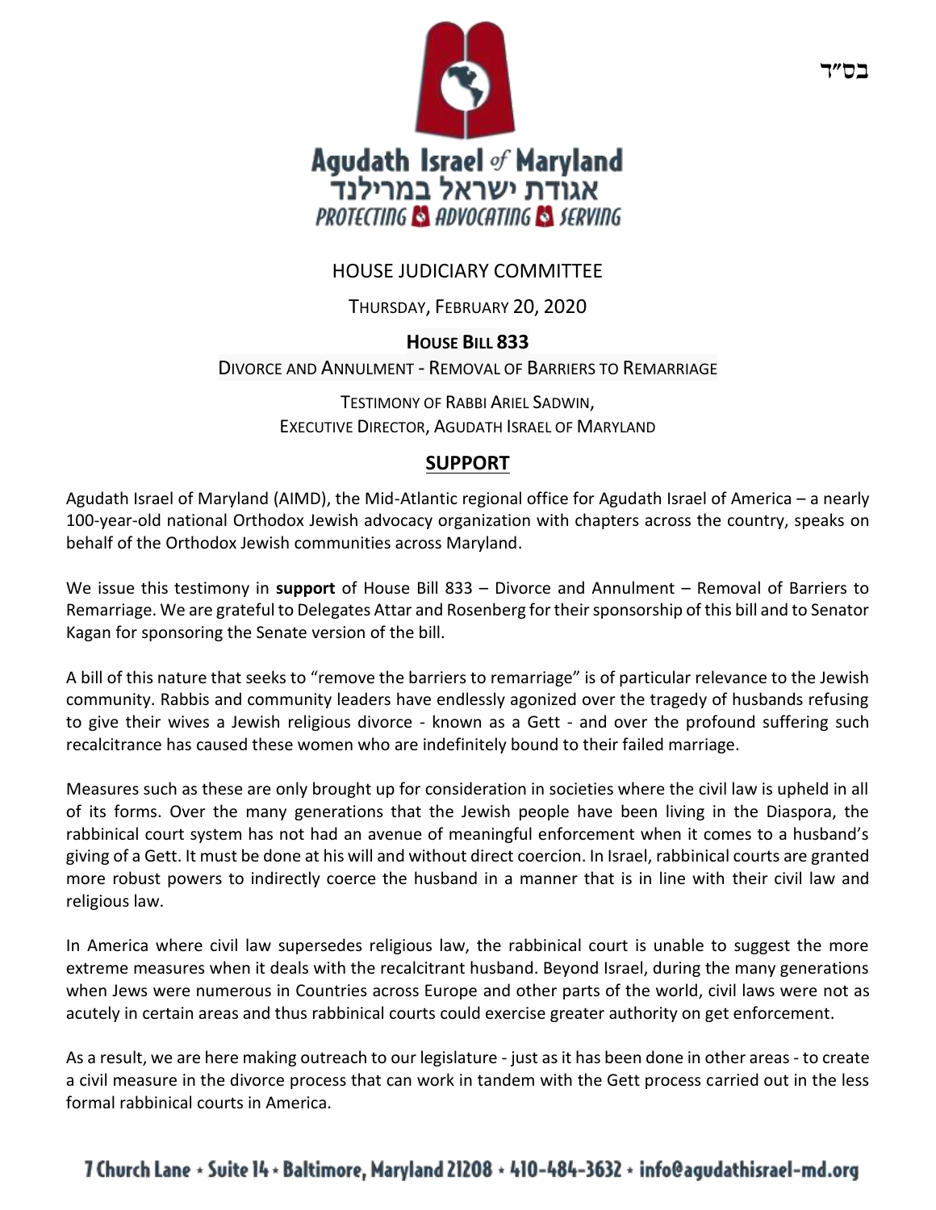בס"ד

Agudath Israel of Maryland

אגודת ישראל במרילנד

PROTECTING • ADVOCATING • SERVING

HOUSE JUDICIARY COMMITTEE

THURSDAY, FEBRUARY 20, 2020

**HOUSE BILL 833**

DIVORCE AND ANNULMENT - REMOVAL OF BARRIERS TO REMARRIAGE

TESTIMONY OF RABBI ARIEL SADWIN,
EXECUTIVE DIRECTOR, AGUDATH ISRAEL OF MARYLAND

## SUPPORT

Agudath Israel of Maryland (AIMD), the Mid-Atlantic regional office for Agudath Israel of America – a nearly 100-year-old national Orthodox Jewish advocacy organization with chapters across the country, speaks on behalf of the Orthodox Jewish communities across Maryland.

We issue this testimony in **support** of House Bill 833 – Divorce and Annulment – Removal of Barriers to Remarriage. We are grateful to Delegates Attar and Rosenberg for their sponsorship of this bill and to Senator Kagan for sponsoring the Senate version of the bill.

A bill of this nature that seeks to "remove the barriers to remarriage" is of particular relevance to the Jewish community. Rabbis and community leaders have endlessly agonized over the tragedy of husbands refusing to give their wives a Jewish religious divorce - known as a Gett - and over the profound suffering such recalcitrance has caused these women who are indefinitely bound to their failed marriage.

Measures such as these are only brought up for consideration in societies where the civil law is upheld in all of its forms. Over the many generations that the Jewish people have been living in the Diaspora, the rabbinical court system has not had an avenue of meaningful enforcement when it comes to a husband's giving of a Gett. It must be done at his will and without direct coercion. In Israel, rabbinical courts are granted more robust powers to indirectly coerce the husband in a manner that is in line with their civil law and religious law.

In America where civil law supersedes religious law, the rabbinical court is unable to suggest the more extreme measures when it deals with the recalcitrant husband. Beyond Israel, during the many generations when Jews were numerous in Countries across Europe and other parts of the world, civil laws were not as acutely in certain areas and thus rabbinical courts could exercise greater authority on get enforcement.

As a result, we are here making outreach to our legislature - just as it has been done in other areas - to create a civil measure in the divorce process that can work in tandem with the Gett process carried out in the less formal rabbinical courts in America.

7 Church Lane • Suite 14 • Baltimore, Maryland 21208 • 410-484-3632 • info@agudathisrael-md.org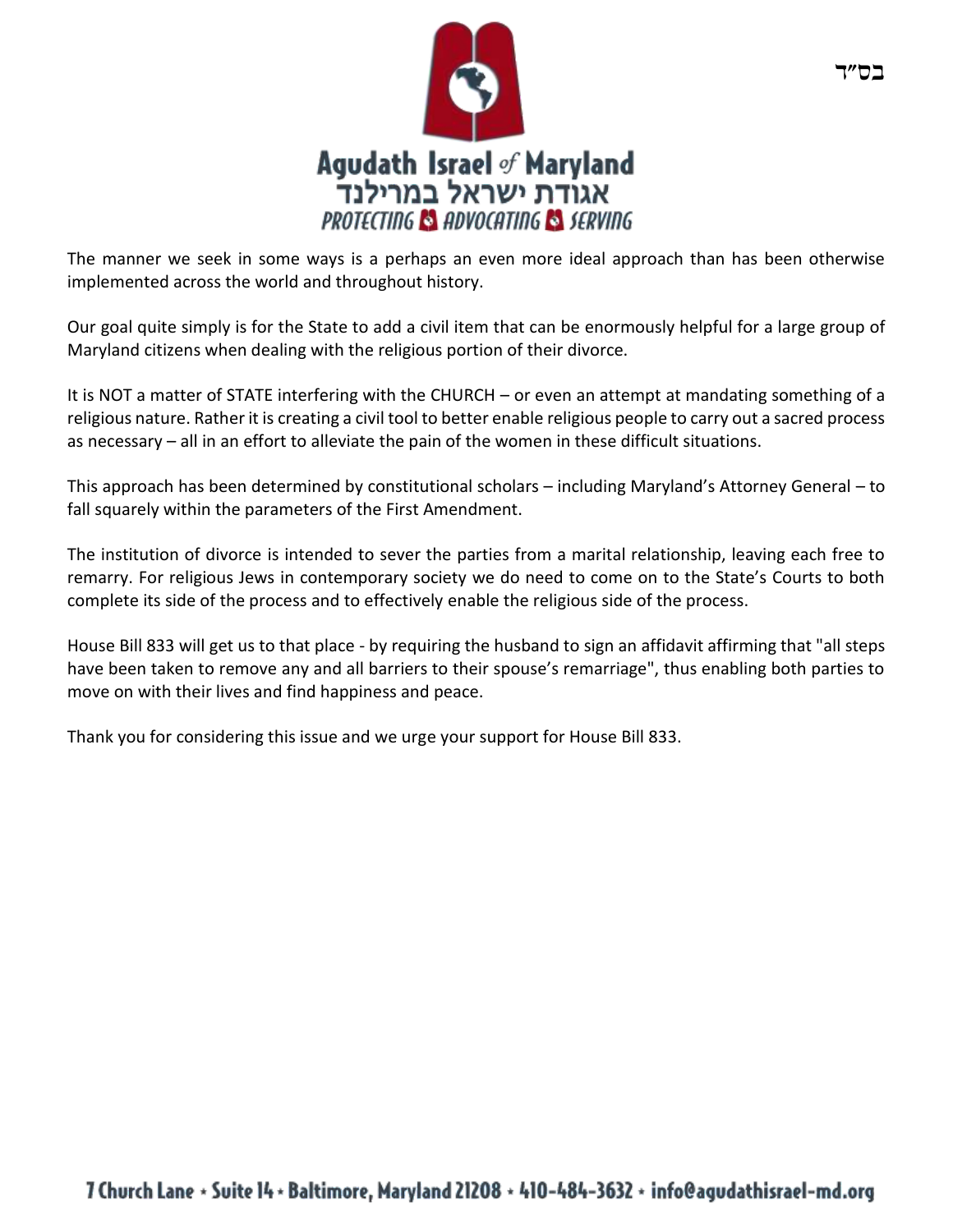The manner we seek in some ways is a perhaps an even more ideal approach than has been otherwise implemented across the world and throughout history.

Our goal quite simply is for the State to add a civil item that can be enormously helpful for a large group of Maryland citizens when dealing with the religious portion of their divorce.

It is NOT a matter of STATE interfering with the CHURCH – or even an attempt at mandating something of a religious nature. Rather it is creating a civil tool to better enable religious people to carry out a sacred process as necessary – all in an effort to alleviate the pain of the women in these difficult situations.

This approach has been determined by constitutional scholars – including Maryland's Attorney General – to fall squarely within the parameters of the First Amendment.

The institution of divorce is intended to sever the parties from a marital relationship, leaving each free to remarry. For religious Jews in contemporary society we do need to come on to the State's Courts to both complete its side of the process and to effectively enable the religious side of the process.

House Bill 833 will get us to that place - by requiring the husband to sign an affidavit affirming that "all steps have been taken to remove any and all barriers to their spouse's remarriage", thus enabling both parties to move on with their lives and find happiness and peace.

Thank you for considering this issue and we urge your support for House Bill 833.